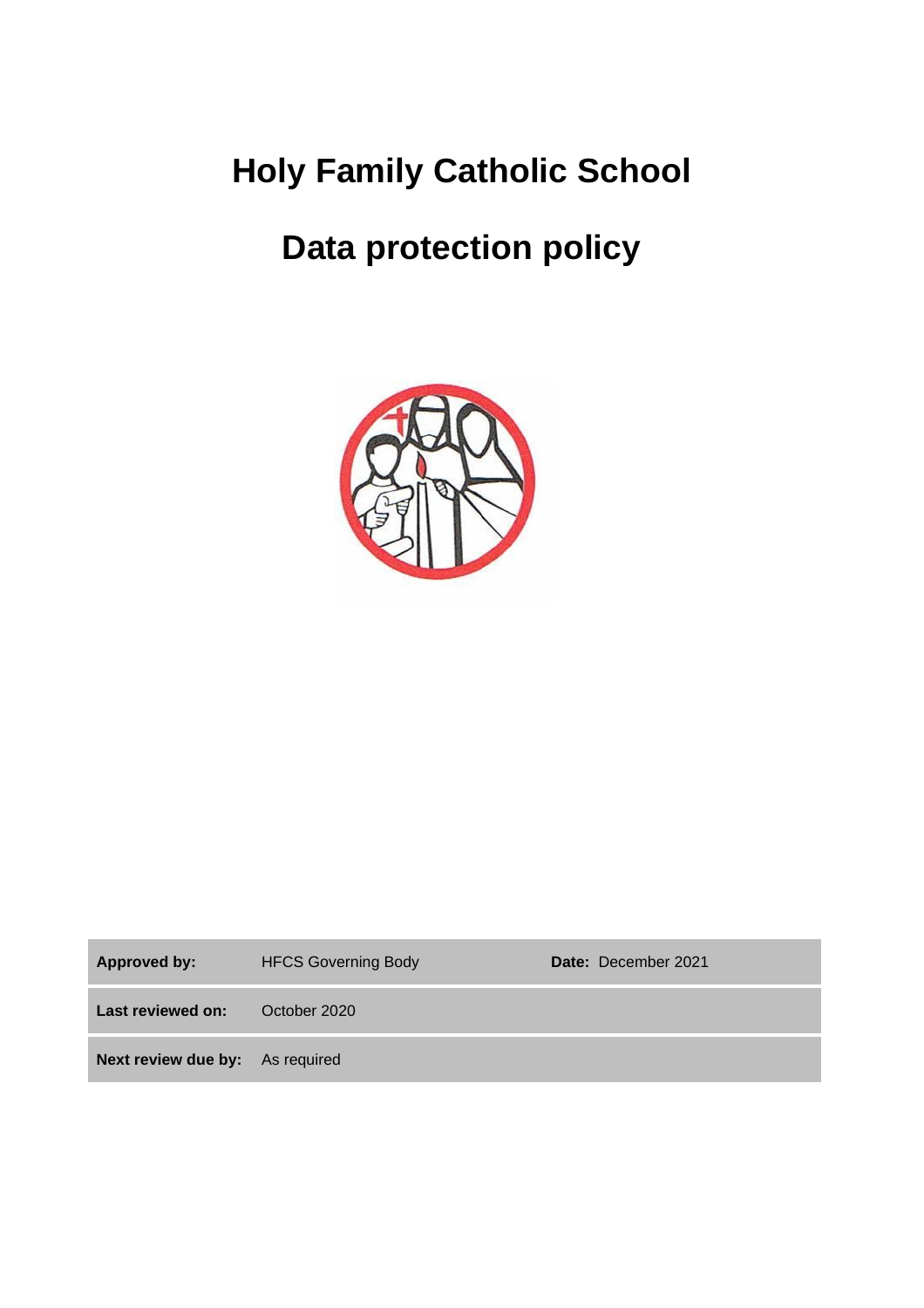# Holy Family Catholic School

# Data protection policy

| | | | |
|---|---|---|---|
| **Approved by:** | HFCS Governing Body | **Date:** December 2021 | |
| **Last reviewed on:** | October 2020 | | |
| **Next review due by:** | As required | | |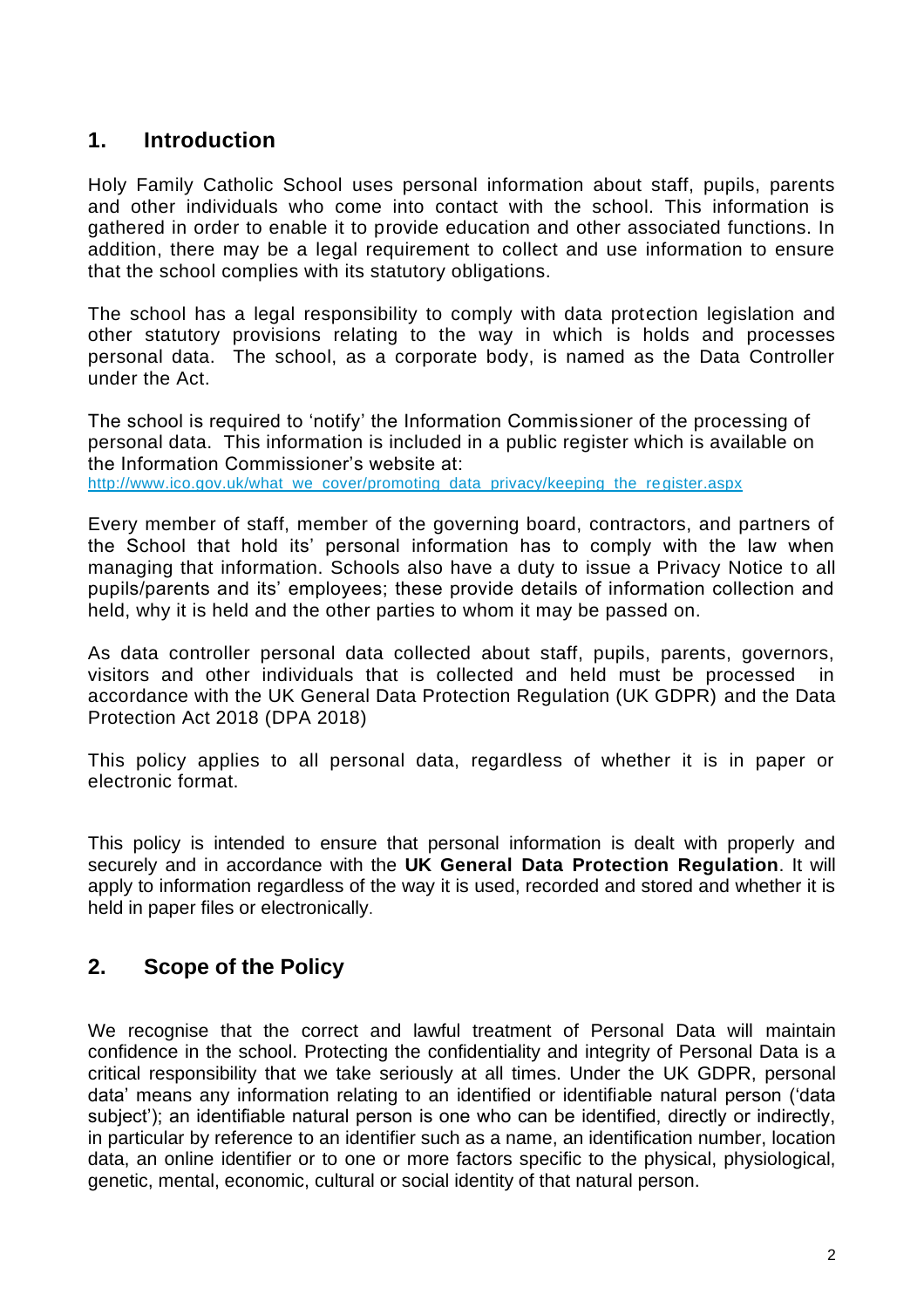## 1. Introduction

Holy Family Catholic School uses personal information about staff, pupils, parents and other individuals who come into contact with the school. This information is gathered in order to enable it to provide education and other associated functions. In addition, there may be a legal requirement to collect and use information to ensure that the school complies with its statutory obligations.

The school has a legal responsibility to comply with data protection legislation and other statutory provisions relating to the way in which is holds and processes personal data. The school, as a corporate body, is named as the Data Controller under the Act.

The school is required to 'notify' the Information Commissioner of the processing of personal data. This information is included in a public register which is available on the Information Commissioner's website at:
http://www.ico.gov.uk/what_we_cover/promoting_data_privacy/keeping_the_register.aspx

Every member of staff, member of the governing board, contractors, and partners of the School that hold its' personal information has to comply with the law when managing that information. Schools also have a duty to issue a Privacy Notice to all pupils/parents and its' employees; these provide details of information collection and held, why it is held and the other parties to whom it may be passed on.

As data controller personal data collected about staff, pupils, parents, governors, visitors and other individuals that is collected and held must be processed in accordance with the UK General Data Protection Regulation (UK GDPR) and the Data Protection Act 2018 (DPA 2018)

This policy applies to all personal data, regardless of whether it is in paper or electronic format.

This policy is intended to ensure that personal information is dealt with properly and securely and in accordance with the **UK General Data Protection Regulation**. It will apply to information regardless of the way it is used, recorded and stored and whether it is held in paper files or electronically.

## 2. Scope of the Policy

We recognise that the correct and lawful treatment of Personal Data will maintain confidence in the school. Protecting the confidentiality and integrity of Personal Data is a critical responsibility that we take seriously at all times. Under the UK GDPR, personal data' means any information relating to an identified or identifiable natural person ('data subject'); an identifiable natural person is one who can be identified, directly or indirectly, in particular by reference to an identifier such as a name, an identification number, location data, an online identifier or to one or more factors specific to the physical, physiological, genetic, mental, economic, cultural or social identity of that natural person.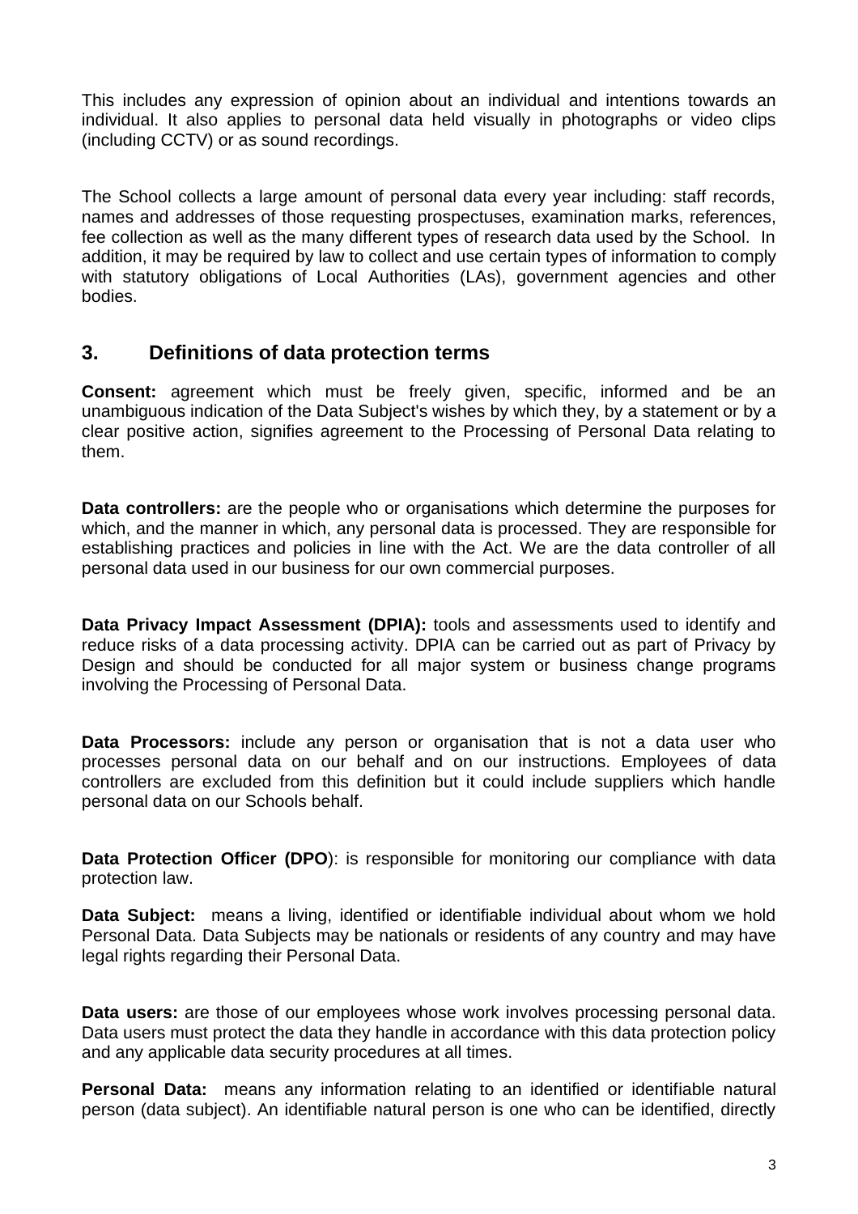This includes any expression of opinion about an individual and intentions towards an individual. It also applies to personal data held visually in photographs or video clips (including CCTV) or as sound recordings.

The School collects a large amount of personal data every year including: staff records, names and addresses of those requesting prospectuses, examination marks, references, fee collection as well as the many different types of research data used by the School. In addition, it may be required by law to collect and use certain types of information to comply with statutory obligations of Local Authorities (LAs), government agencies and other bodies.

## 3. Definitions of data protection terms

**Consent:** agreement which must be freely given, specific, informed and be an unambiguous indication of the Data Subject's wishes by which they, by a statement or by a clear positive action, signifies agreement to the Processing of Personal Data relating to them.

**Data controllers:** are the people who or organisations which determine the purposes for which, and the manner in which, any personal data is processed. They are responsible for establishing practices and policies in line with the Act. We are the data controller of all personal data used in our business for our own commercial purposes.

**Data Privacy Impact Assessment (DPIA):** tools and assessments used to identify and reduce risks of a data processing activity. DPIA can be carried out as part of Privacy by Design and should be conducted for all major system or business change programs involving the Processing of Personal Data.

**Data Processors:** include any person or organisation that is not a data user who processes personal data on our behalf and on our instructions. Employees of data controllers are excluded from this definition but it could include suppliers which handle personal data on our Schools behalf.

**Data Protection Officer (DPO)**: is responsible for monitoring our compliance with data protection law.

**Data Subject:** means a living, identified or identifiable individual about whom we hold Personal Data. Data Subjects may be nationals or residents of any country and may have legal rights regarding their Personal Data.

**Data users:** are those of our employees whose work involves processing personal data. Data users must protect the data they handle in accordance with this data protection policy and any applicable data security procedures at all times.

**Personal Data:** means any information relating to an identified or identifiable natural person (data subject). An identifiable natural person is one who can be identified, directly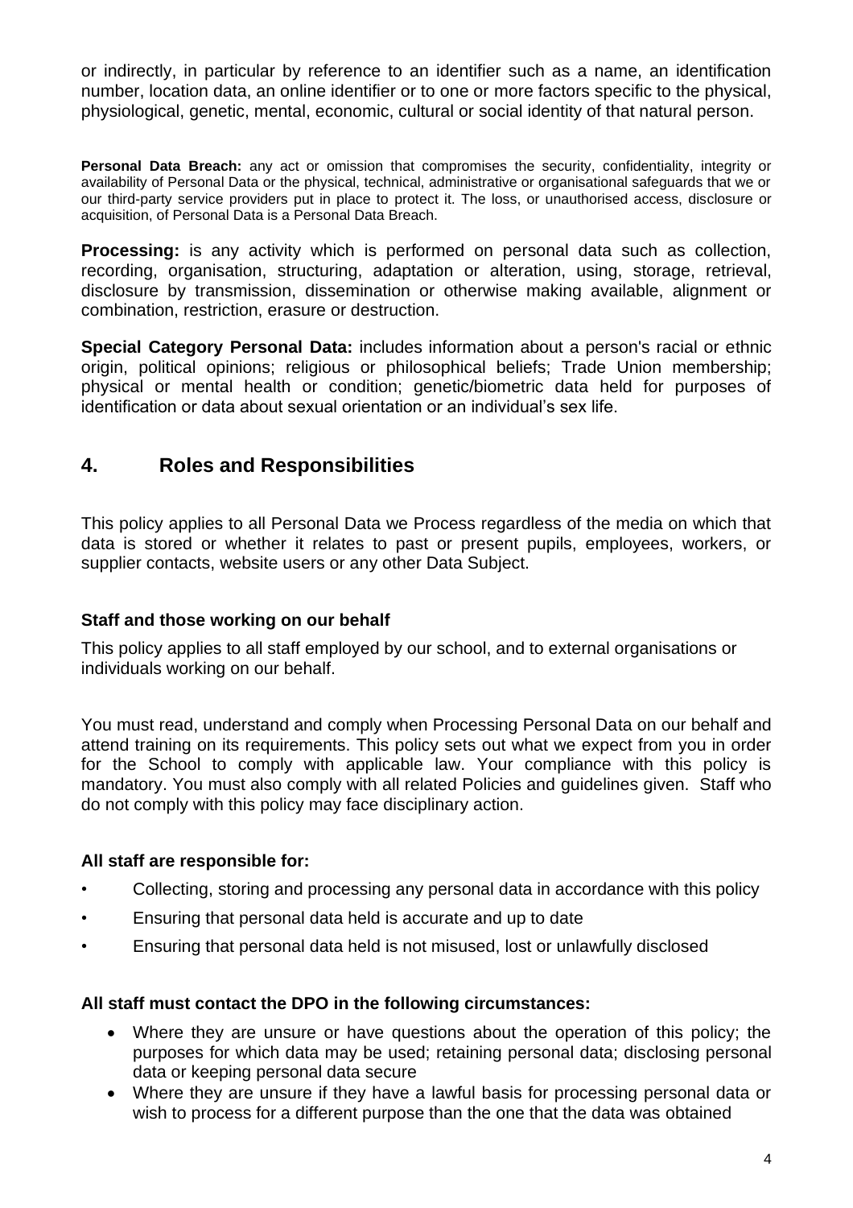or indirectly, in particular by reference to an identifier such as a name, an identification number, location data, an online identifier or to one or more factors specific to the physical, physiological, genetic, mental, economic, cultural or social identity of that natural person.

**Personal Data Breach:** any act or omission that compromises the security, confidentiality, integrity or availability of Personal Data or the physical, technical, administrative or organisational safeguards that we or our third-party service providers put in place to protect it. The loss, or unauthorised access, disclosure or acquisition, of Personal Data is a Personal Data Breach.

**Processing:** is any activity which is performed on personal data such as collection, recording, organisation, structuring, adaptation or alteration, using, storage, retrieval, disclosure by transmission, dissemination or otherwise making available, alignment or combination, restriction, erasure or destruction.

**Special Category Personal Data:** includes information about a person's racial or ethnic origin, political opinions; religious or philosophical beliefs; Trade Union membership; physical or mental health or condition; genetic/biometric data held for purposes of identification or data about sexual orientation or an individual's sex life.

## 4. Roles and Responsibilities

This policy applies to all Personal Data we Process regardless of the media on which that data is stored or whether it relates to past or present pupils, employees, workers, or supplier contacts, website users or any other Data Subject.

**Staff and those working on our behalf**

This policy applies to all staff employed by our school, and to external organisations or individuals working on our behalf.

You must read, understand and comply when Processing Personal Data on our behalf and attend training on its requirements. This policy sets out what we expect from you in order for the School to comply with applicable law. Your compliance with this policy is mandatory. You must also comply with all related Policies and guidelines given. Staff who do not comply with this policy may face disciplinary action.

**All staff are responsible for:**

- Collecting, storing and processing any personal data in accordance with this policy
- Ensuring that personal data held is accurate and up to date
- Ensuring that personal data held is not misused, lost or unlawfully disclosed

**All staff must contact the DPO in the following circumstances:**

- Where they are unsure or have questions about the operation of this policy; the purposes for which data may be used; retaining personal data; disclosing personal data or keeping personal data secure
- Where they are unsure if they have a lawful basis for processing personal data or wish to process for a different purpose than the one that the data was obtained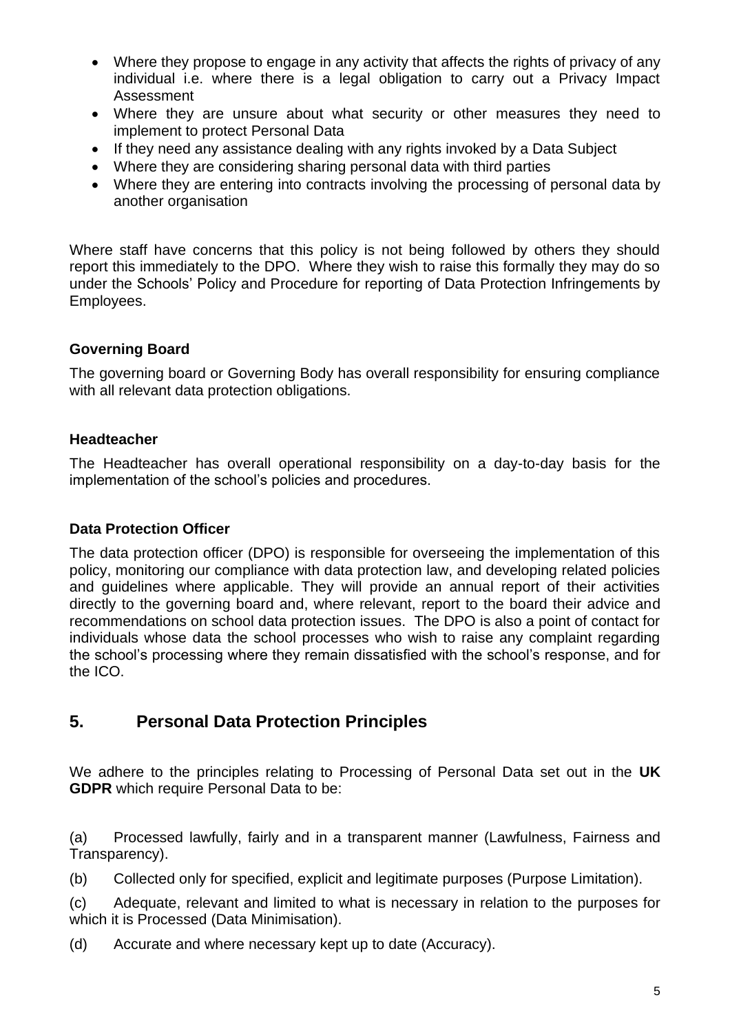- Where they propose to engage in any activity that affects the rights of privacy of any individual i.e. where there is a legal obligation to carry out a Privacy Impact Assessment
- Where they are unsure about what security or other measures they need to implement to protect Personal Data
- If they need any assistance dealing with any rights invoked by a Data Subject
- Where they are considering sharing personal data with third parties
- Where they are entering into contracts involving the processing of personal data by another organisation

Where staff have concerns that this policy is not being followed by others they should report this immediately to the DPO. Where they wish to raise this formally they may do so under the Schools' Policy and Procedure for reporting of Data Protection Infringements by Employees.

**Governing Board**

The governing board or Governing Body has overall responsibility for ensuring compliance with all relevant data protection obligations.

**Headteacher**

The Headteacher has overall operational responsibility on a day-to-day basis for the implementation of the school's policies and procedures.

**Data Protection Officer**

The data protection officer (DPO) is responsible for overseeing the implementation of this policy, monitoring our compliance with data protection law, and developing related policies and guidelines where applicable. They will provide an annual report of their activities directly to the governing board and, where relevant, report to the board their advice and recommendations on school data protection issues. The DPO is also a point of contact for individuals whose data the school processes who wish to raise any complaint regarding the school's processing where they remain dissatisfied with the school's response, and for the ICO.

## 5. Personal Data Protection Principles

We adhere to the principles relating to Processing of Personal Data set out in the **UK GDPR** which require Personal Data to be:

(a) Processed lawfully, fairly and in a transparent manner (Lawfulness, Fairness and Transparency).

(b) Collected only for specified, explicit and legitimate purposes (Purpose Limitation).

(c) Adequate, relevant and limited to what is necessary in relation to the purposes for which it is Processed (Data Minimisation).

(d) Accurate and where necessary kept up to date (Accuracy).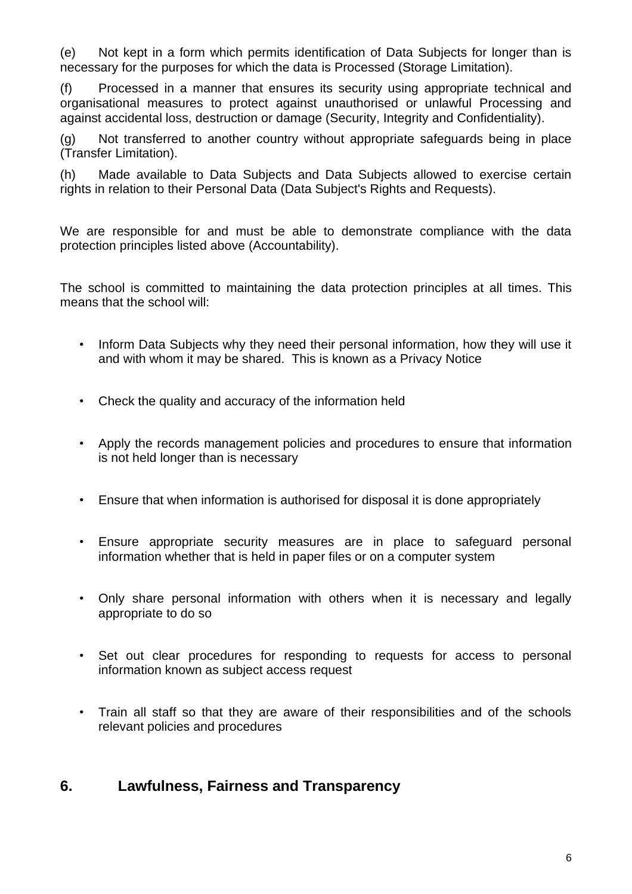(e) Not kept in a form which permits identification of Data Subjects for longer than is necessary for the purposes for which the data is Processed (Storage Limitation).

(f) Processed in a manner that ensures its security using appropriate technical and organisational measures to protect against unauthorised or unlawful Processing and against accidental loss, destruction or damage (Security, Integrity and Confidentiality).

(g) Not transferred to another country without appropriate safeguards being in place (Transfer Limitation).

(h) Made available to Data Subjects and Data Subjects allowed to exercise certain rights in relation to their Personal Data (Data Subject's Rights and Requests).

We are responsible for and must be able to demonstrate compliance with the data protection principles listed above (Accountability).

The school is committed to maintaining the data protection principles at all times. This means that the school will:

- Inform Data Subjects why they need their personal information, how they will use it and with whom it may be shared. This is known as a Privacy Notice
- Check the quality and accuracy of the information held
- Apply the records management policies and procedures to ensure that information is not held longer than is necessary
- Ensure that when information is authorised for disposal it is done appropriately
- Ensure appropriate security measures are in place to safeguard personal information whether that is held in paper files or on a computer system
- Only share personal information with others when it is necessary and legally appropriate to do so
- Set out clear procedures for responding to requests for access to personal information known as subject access request
- Train all staff so that they are aware of their responsibilities and of the schools relevant policies and procedures

## 6. Lawfulness, Fairness and Transparency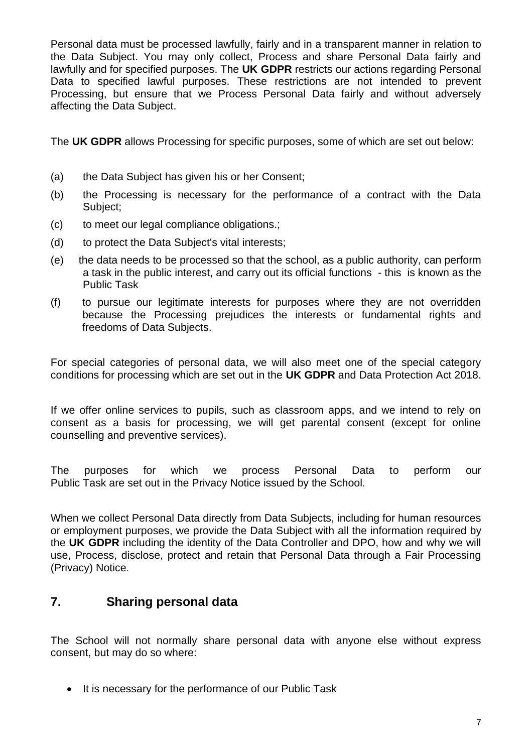Personal data must be processed lawfully, fairly and in a transparent manner in relation to the Data Subject. You may only collect, Process and share Personal Data fairly and lawfully and for specified purposes. The **UK GDPR** restricts our actions regarding Personal Data to specified lawful purposes. These restrictions are not intended to prevent Processing, but ensure that we Process Personal Data fairly and without adversely affecting the Data Subject.

The **UK GDPR** allows Processing for specific purposes, some of which are set out below:

(a) the Data Subject has given his or her Consent;

(b) the Processing is necessary for the performance of a contract with the Data Subject;

(c) to meet our legal compliance obligations.;

(d) to protect the Data Subject's vital interests;

(e) the data needs to be processed so that the school, as a public authority, can perform a task in the public interest, and carry out its official functions - this is known as the Public Task

(f) to pursue our legitimate interests for purposes where they are not overridden because the Processing prejudices the interests or fundamental rights and freedoms of Data Subjects.

For special categories of personal data, we will also meet one of the special category conditions for processing which are set out in the **UK GDPR** and Data Protection Act 2018.

If we offer online services to pupils, such as classroom apps, and we intend to rely on consent as a basis for processing, we will get parental consent (except for online counselling and preventive services).

The purposes for which we process Personal Data to perform our Public Task are set out in the Privacy Notice issued by the School.

When we collect Personal Data directly from Data Subjects, including for human resources or employment purposes, we provide the Data Subject with all the information required by the **UK GDPR** including the identity of the Data Controller and DPO, how and why we will use, Process, disclose, protect and retain that Personal Data through a Fair Processing (Privacy) Notice.

## 7. Sharing personal data

The School will not normally share personal data with anyone else without express consent, but may do so where:

- It is necessary for the performance of our Public Task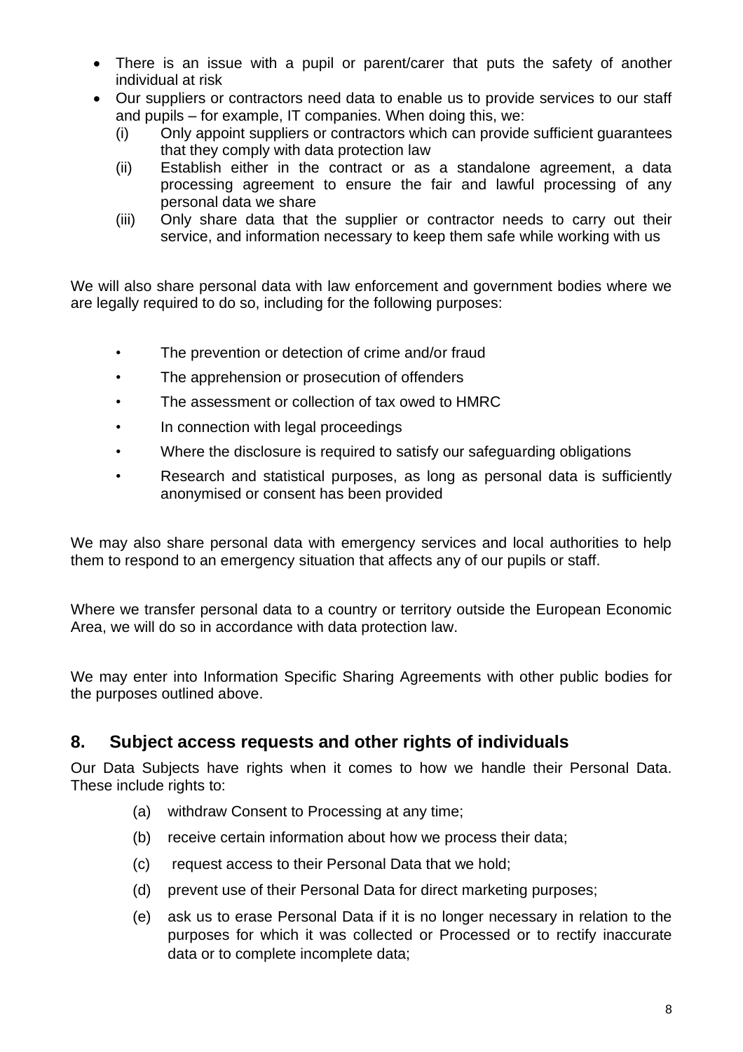- There is an issue with a pupil or parent/carer that puts the safety of another individual at risk
- Our suppliers or contractors need data to enable us to provide services to our staff and pupils – for example, IT companies. When doing this, we:
  - (i) Only appoint suppliers or contractors which can provide sufficient guarantees that they comply with data protection law
  - (ii) Establish either in the contract or as a standalone agreement, a data processing agreement to ensure the fair and lawful processing of any personal data we share
  - (iii) Only share data that the supplier or contractor needs to carry out their service, and information necessary to keep them safe while working with us

We will also share personal data with law enforcement and government bodies where we are legally required to do so, including for the following purposes:

- The prevention or detection of crime and/or fraud
- The apprehension or prosecution of offenders
- The assessment or collection of tax owed to HMRC
- In connection with legal proceedings
- Where the disclosure is required to satisfy our safeguarding obligations
- Research and statistical purposes, as long as personal data is sufficiently anonymised or consent has been provided

We may also share personal data with emergency services and local authorities to help them to respond to an emergency situation that affects any of our pupils or staff.

Where we transfer personal data to a country or territory outside the European Economic Area, we will do so in accordance with data protection law.

We may enter into Information Specific Sharing Agreements with other public bodies for the purposes outlined above.

## 8. Subject access requests and other rights of individuals

Our Data Subjects have rights when it comes to how we handle their Personal Data. These include rights to:

(a) withdraw Consent to Processing at any time;

(b) receive certain information about how we process their data;

(c) request access to their Personal Data that we hold;

(d) prevent use of their Personal Data for direct marketing purposes;

(e) ask us to erase Personal Data if it is no longer necessary in relation to the purposes for which it was collected or Processed or to rectify inaccurate data or to complete incomplete data;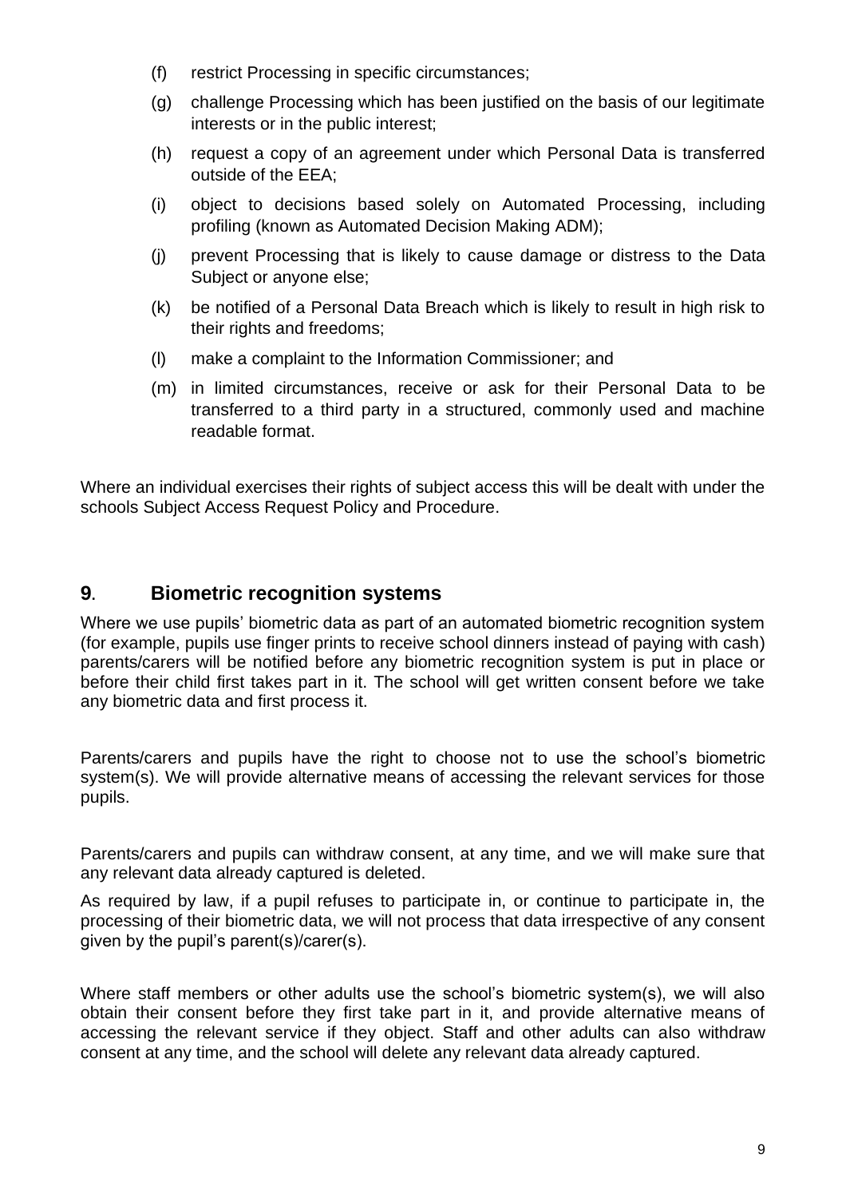(f) restrict Processing in specific circumstances;

(g) challenge Processing which has been justified on the basis of our legitimate interests or in the public interest;

(h) request a copy of an agreement under which Personal Data is transferred outside of the EEA;

(i) object to decisions based solely on Automated Processing, including profiling (known as Automated Decision Making ADM);

(j) prevent Processing that is likely to cause damage or distress to the Data Subject or anyone else;

(k) be notified of a Personal Data Breach which is likely to result in high risk to their rights and freedoms;

(l) make a complaint to the Information Commissioner; and

(m) in limited circumstances, receive or ask for their Personal Data to be transferred to a third party in a structured, commonly used and machine readable format.

Where an individual exercises their rights of subject access this will be dealt with under the schools Subject Access Request Policy and Procedure.

## **9**. Biometric recognition systems

Where we use pupils' biometric data as part of an automated biometric recognition system (for example, pupils use finger prints to receive school dinners instead of paying with cash) parents/carers will be notified before any biometric recognition system is put in place or before their child first takes part in it. The school will get written consent before we take any biometric data and first process it.

Parents/carers and pupils have the right to choose not to use the school's biometric system(s). We will provide alternative means of accessing the relevant services for those pupils.

Parents/carers and pupils can withdraw consent, at any time, and we will make sure that any relevant data already captured is deleted.

As required by law, if a pupil refuses to participate in, or continue to participate in, the processing of their biometric data, we will not process that data irrespective of any consent given by the pupil's parent(s)/carer(s).

Where staff members or other adults use the school's biometric system(s), we will also obtain their consent before they first take part in it, and provide alternative means of accessing the relevant service if they object. Staff and other adults can also withdraw consent at any time, and the school will delete any relevant data already captured.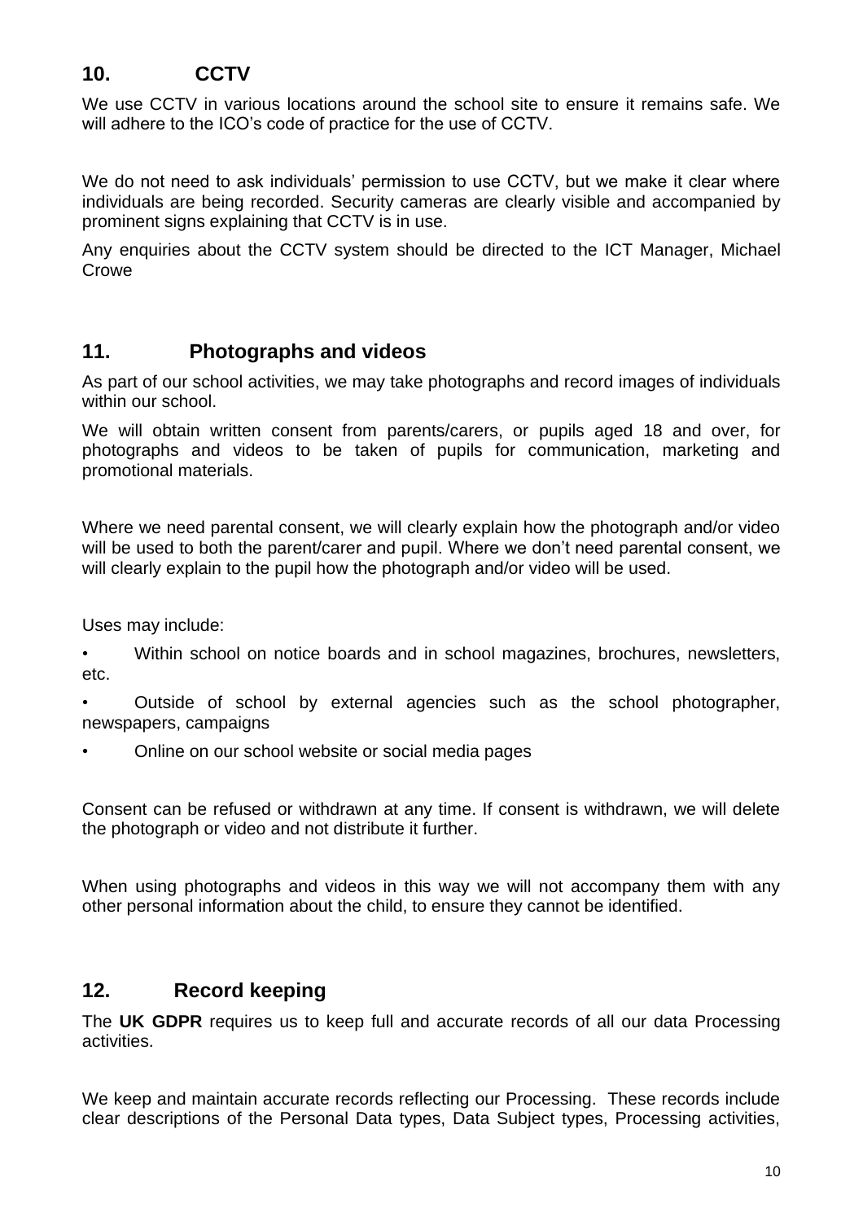## 10. CCTV

We use CCTV in various locations around the school site to ensure it remains safe. We will adhere to the ICO's code of practice for the use of CCTV.

We do not need to ask individuals' permission to use CCTV, but we make it clear where individuals are being recorded. Security cameras are clearly visible and accompanied by prominent signs explaining that CCTV is in use.

Any enquiries about the CCTV system should be directed to the ICT Manager, Michael Crowe

## 11. Photographs and videos

As part of our school activities, we may take photographs and record images of individuals within our school.

We will obtain written consent from parents/carers, or pupils aged 18 and over, for photographs and videos to be taken of pupils for communication, marketing and promotional materials.

Where we need parental consent, we will clearly explain how the photograph and/or video will be used to both the parent/carer and pupil. Where we don't need parental consent, we will clearly explain to the pupil how the photograph and/or video will be used.

Uses may include:

- Within school on notice boards and in school magazines, brochures, newsletters, etc.
- Outside of school by external agencies such as the school photographer, newspapers, campaigns
- Online on our school website or social media pages

Consent can be refused or withdrawn at any time. If consent is withdrawn, we will delete the photograph or video and not distribute it further.

When using photographs and videos in this way we will not accompany them with any other personal information about the child, to ensure they cannot be identified.

## 12. Record keeping

The **UK GDPR** requires us to keep full and accurate records of all our data Processing activities.

We keep and maintain accurate records reflecting our Processing. These records include clear descriptions of the Personal Data types, Data Subject types, Processing activities,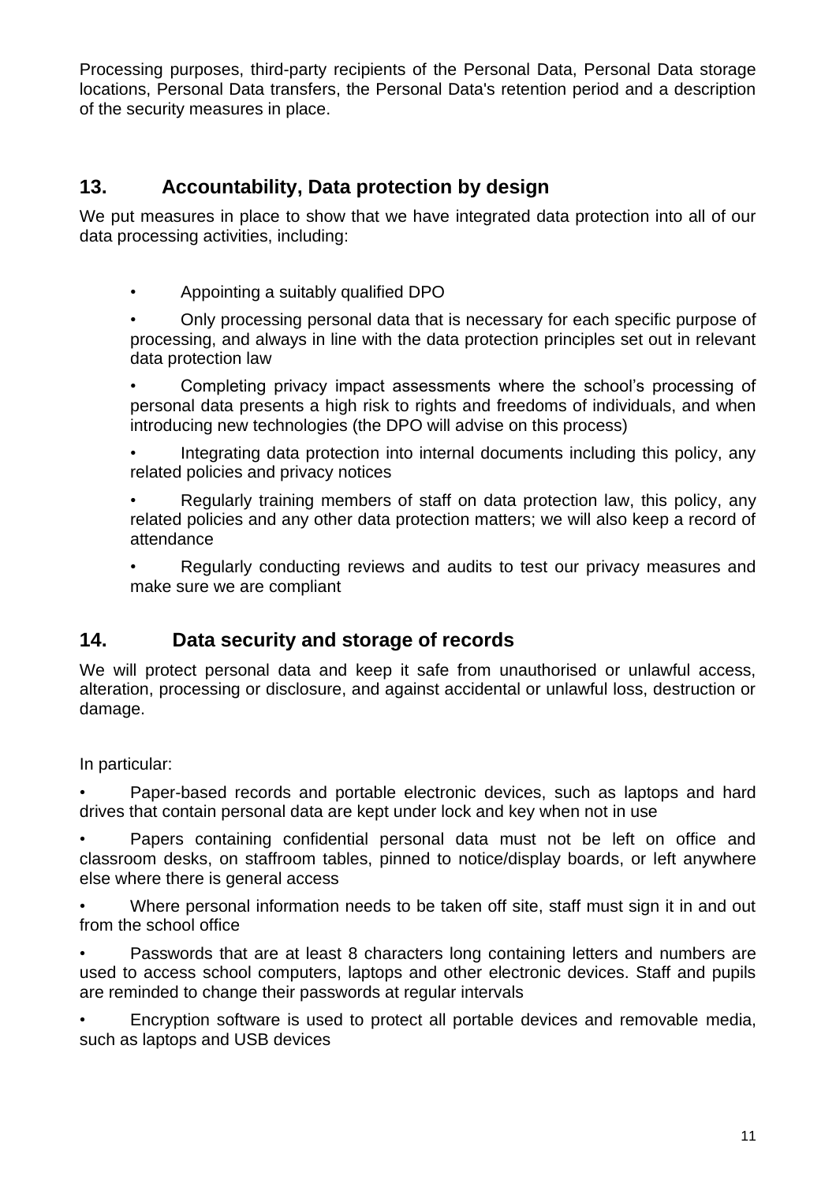Processing purposes, third-party recipients of the Personal Data, Personal Data storage locations, Personal Data transfers, the Personal Data's retention period and a description of the security measures in place.

## 13. Accountability, Data protection by design

We put measures in place to show that we have integrated data protection into all of our data processing activities, including:

- Appointing a suitably qualified DPO
- Only processing personal data that is necessary for each specific purpose of processing, and always in line with the data protection principles set out in relevant data protection law
- Completing privacy impact assessments where the school's processing of personal data presents a high risk to rights and freedoms of individuals, and when introducing new technologies (the DPO will advise on this process)
- Integrating data protection into internal documents including this policy, any related policies and privacy notices
- Regularly training members of staff on data protection law, this policy, any related policies and any other data protection matters; we will also keep a record of attendance
- Regularly conducting reviews and audits to test our privacy measures and make sure we are compliant

## 14. Data security and storage of records

We will protect personal data and keep it safe from unauthorised or unlawful access, alteration, processing or disclosure, and against accidental or unlawful loss, destruction or damage.

In particular:

- Paper-based records and portable electronic devices, such as laptops and hard drives that contain personal data are kept under lock and key when not in use
- Papers containing confidential personal data must not be left on office and classroom desks, on staffroom tables, pinned to notice/display boards, or left anywhere else where there is general access
- Where personal information needs to be taken off site, staff must sign it in and out from the school office
- Passwords that are at least 8 characters long containing letters and numbers are used to access school computers, laptops and other electronic devices. Staff and pupils are reminded to change their passwords at regular intervals
- Encryption software is used to protect all portable devices and removable media, such as laptops and USB devices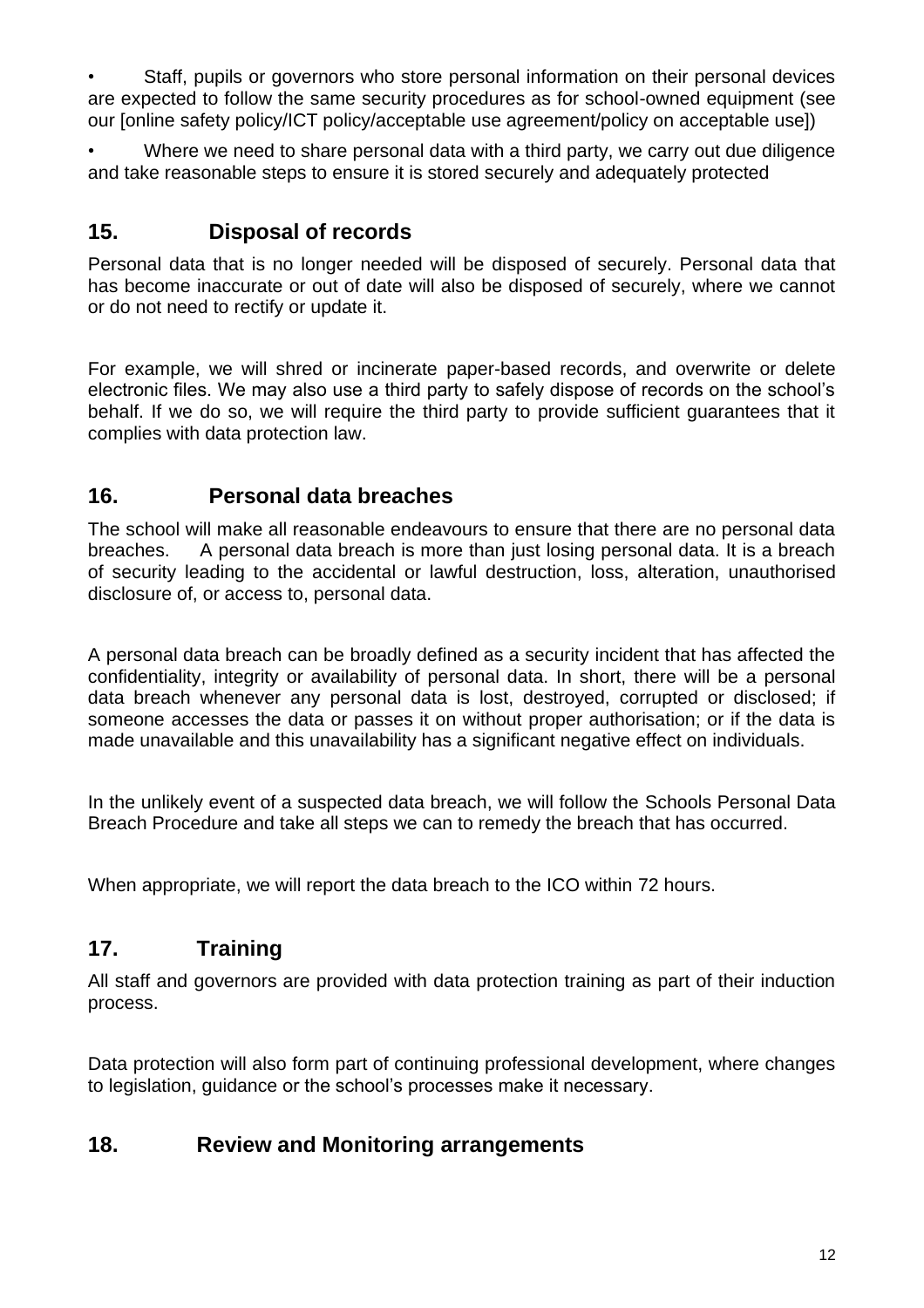- Staff, pupils or governors who store personal information on their personal devices are expected to follow the same security procedures as for school-owned equipment (see our [online safety policy/ICT policy/acceptable use agreement/policy on acceptable use])
- Where we need to share personal data with a third party, we carry out due diligence and take reasonable steps to ensure it is stored securely and adequately protected

## 15. Disposal of records

Personal data that is no longer needed will be disposed of securely. Personal data that has become inaccurate or out of date will also be disposed of securely, where we cannot or do not need to rectify or update it.

For example, we will shred or incinerate paper-based records, and overwrite or delete electronic files. We may also use a third party to safely dispose of records on the school's behalf. If we do so, we will require the third party to provide sufficient guarantees that it complies with data protection law.

## 16. Personal data breaches

The school will make all reasonable endeavours to ensure that there are no personal data breaches. A personal data breach is more than just losing personal data. It is a breach of security leading to the accidental or lawful destruction, loss, alteration, unauthorised disclosure of, or access to, personal data.

A personal data breach can be broadly defined as a security incident that has affected the confidentiality, integrity or availability of personal data. In short, there will be a personal data breach whenever any personal data is lost, destroyed, corrupted or disclosed; if someone accesses the data or passes it on without proper authorisation; or if the data is made unavailable and this unavailability has a significant negative effect on individuals.

In the unlikely event of a suspected data breach, we will follow the Schools Personal Data Breach Procedure and take all steps we can to remedy the breach that has occurred.

When appropriate, we will report the data breach to the ICO within 72 hours.

## 17. Training

All staff and governors are provided with data protection training as part of their induction process.

Data protection will also form part of continuing professional development, where changes to legislation, guidance or the school's processes make it necessary.

## 18. Review and Monitoring arrangements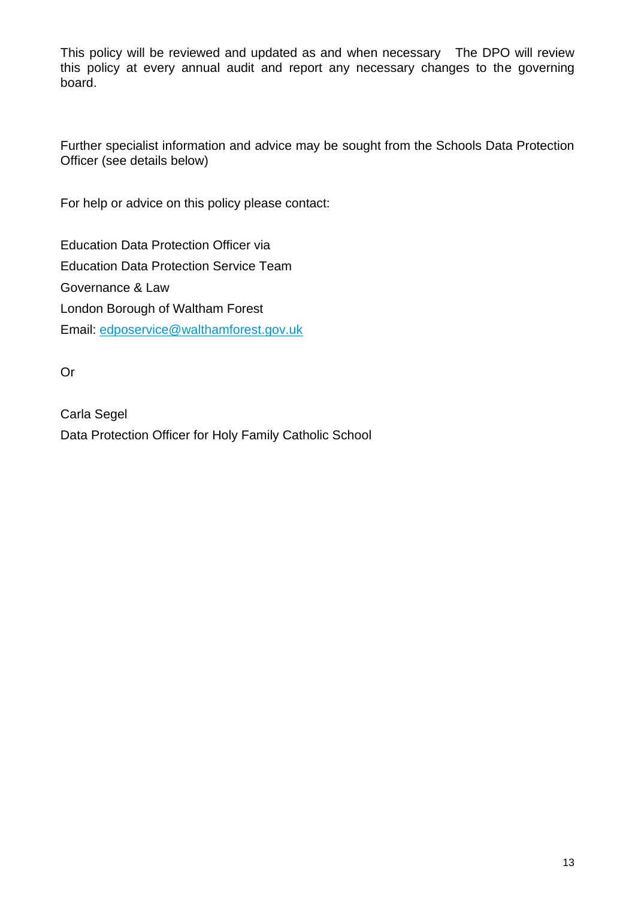This policy will be reviewed and updated as and when necessary   The DPO will review this policy at every annual audit and report any necessary changes to the governing board.

Further specialist information and advice may be sought from the Schools Data Protection Officer (see details below)

For help or advice on this policy please contact:

Education Data Protection Officer via
Education Data Protection Service Team
Governance & Law
London Borough of Waltham Forest
Email: [edposervice@walthamforest.gov.uk](mailto:edposervice@walthamforest.gov.uk)

Or

Carla Segel
Data Protection Officer for Holy Family Catholic School